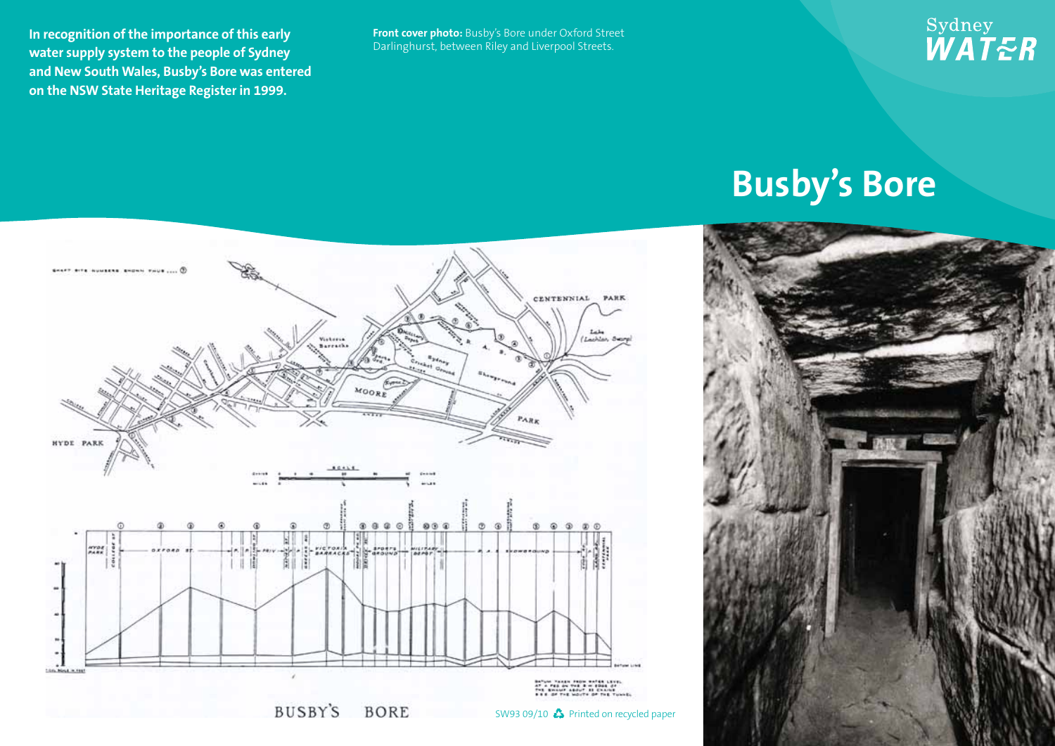In recognition of the importance of this early water supply system to the people of Sydney and New South Wales, Busby's Bore was entered on the NSW State Heritage Register in 1999.

**Front cover photo:** Busby's Bore under Oxford Street Darlinghurst, between Riley and Liverpool Streets.

Sydney WATER

# Busby's Bore

BUSBY'S BORE

SW93 09/10 Printed on recycled paper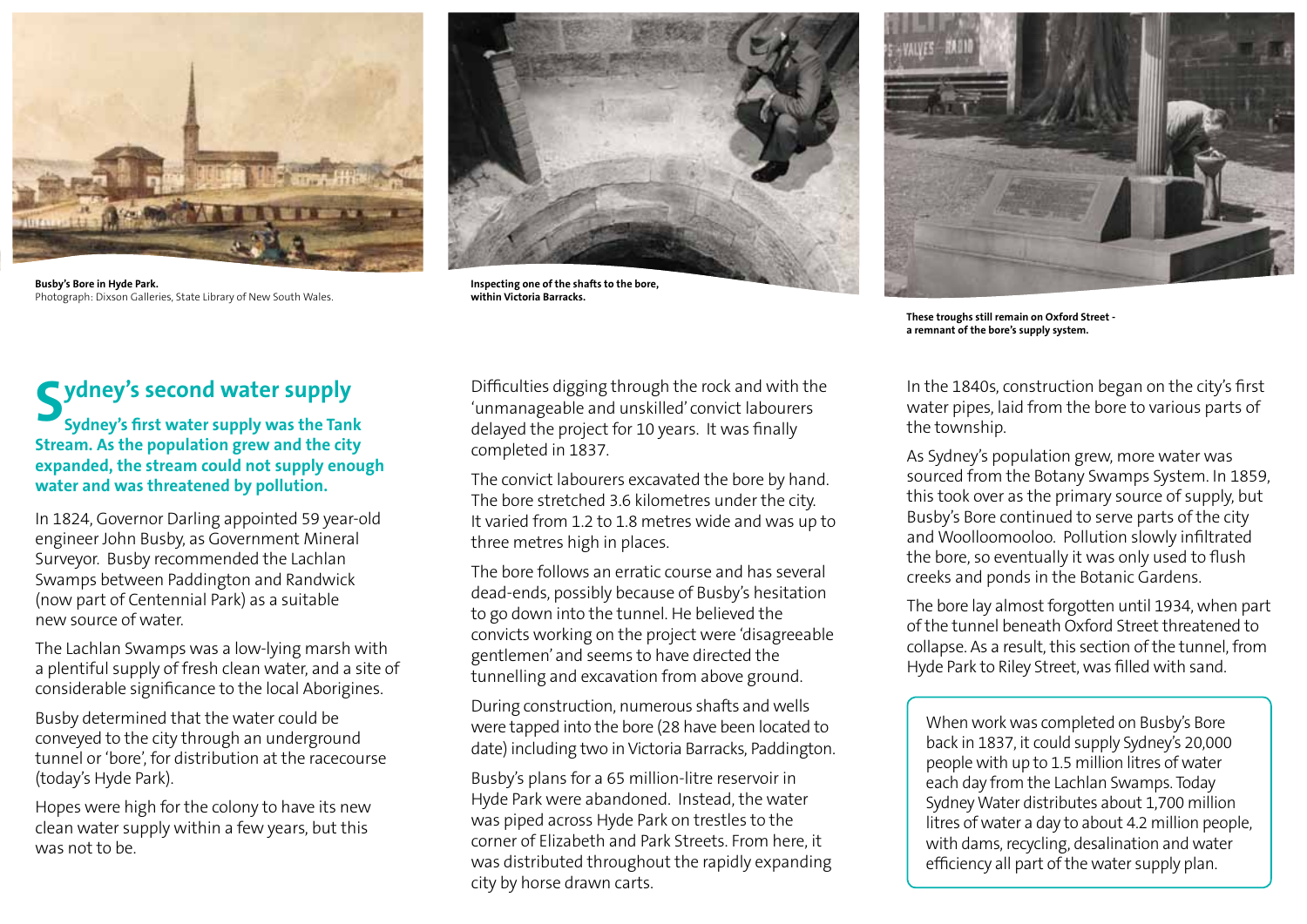Busby's Bore in Hyde Park.
Photograph: Dixson Galleries, State Library of New South Wales.

Inspecting one of the shafts to the bore, within Victoria Barracks.

These troughs still remain on Oxford Street - a remnant of the bore's supply system.

## Sydney's second water supply

**Sydney's first water supply was the Tank Stream. As the population grew and the city expanded, the stream could not supply enough water and was threatened by pollution.**

In 1824, Governor Darling appointed 59 year-old engineer John Busby, as Government Mineral Surveyor. Busby recommended the Lachlan Swamps between Paddington and Randwick (now part of Centennial Park) as a suitable new source of water.

The Lachlan Swamps was a low-lying marsh with a plentiful supply of fresh clean water, and a site of considerable significance to the local Aborigines.

Busby determined that the water could be conveyed to the city through an underground tunnel or 'bore', for distribution at the racecourse (today's Hyde Park).

Hopes were high for the colony to have its new clean water supply within a few years, but this was not to be.

Difficulties digging through the rock and with the 'unmanageable and unskilled' convict labourers delayed the project for 10 years. It was finally completed in 1837.

The convict labourers excavated the bore by hand. The bore stretched 3.6 kilometres under the city. It varied from 1.2 to 1.8 metres wide and was up to three metres high in places.

The bore follows an erratic course and has several dead-ends, possibly because of Busby's hesitation to go down into the tunnel. He believed the convicts working on the project were 'disagreeable gentlemen' and seems to have directed the tunnelling and excavation from above ground.

During construction, numerous shafts and wells were tapped into the bore (28 have been located to date) including two in Victoria Barracks, Paddington.

Busby's plans for a 65 million-litre reservoir in Hyde Park were abandoned. Instead, the water was piped across Hyde Park on trestles to the corner of Elizabeth and Park Streets. From here, it was distributed throughout the rapidly expanding city by horse drawn carts.

In the 1840s, construction began on the city's first water pipes, laid from the bore to various parts of the township.

As Sydney's population grew, more water was sourced from the Botany Swamps System. In 1859, this took over as the primary source of supply, but Busby's Bore continued to serve parts of the city and Woolloomooloo. Pollution slowly infiltrated the bore, so eventually it was only used to flush creeks and ponds in the Botanic Gardens.

The bore lay almost forgotten until 1934, when part of the tunnel beneath Oxford Street threatened to collapse. As a result, this section of the tunnel, from Hyde Park to Riley Street, was filled with sand.

When work was completed on Busby's Bore back in 1837, it could supply Sydney's 20,000 people with up to 1.5 million litres of water each day from the Lachlan Swamps. Today Sydney Water distributes about 1,700 million litres of water a day to about 4.2 million people, with dams, recycling, desalination and water efficiency all part of the water supply plan.